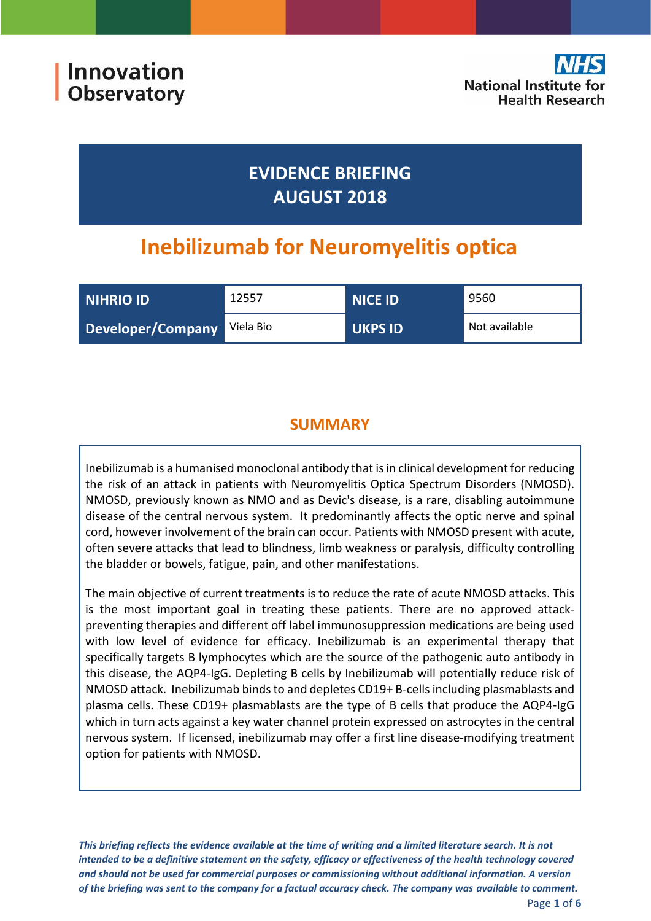Innovation Observatory

National Institute for Health Research

# EVIDENCE BRIEFING
# AUGUST 2018

# Inebilizumab for Neuromyelitis optica

| NIHRIO ID | 12557 | NICE ID | 9560 |
|---|---|---|---|
| Developer/Company | Viela Bio | UKPS ID | Not available |

## SUMMARY

Inebilizumab is a humanised monoclonal antibody that is in clinical development for reducing the risk of an attack in patients with Neuromyelitis Optica Spectrum Disorders (NMOSD). NMOSD, previously known as NMO and as Devic's disease, is a rare, disabling autoimmune disease of the central nervous system. It predominantly affects the optic nerve and spinal cord, however involvement of the brain can occur. Patients with NMOSD present with acute, often severe attacks that lead to blindness, limb weakness or paralysis, difficulty controlling the bladder or bowels, fatigue, pain, and other manifestations.

The main objective of current treatments is to reduce the rate of acute NMOSD attacks. This is the most important goal in treating these patients. There are no approved attack-preventing therapies and different off label immunosuppression medications are being used with low level of evidence for efficacy. Inebilizumab is an experimental therapy that specifically targets B lymphocytes which are the source of the pathogenic auto antibody in this disease, the AQP4-IgG. Depleting B cells by Inebilizumab will potentially reduce risk of NMOSD attack. Inebilizumab binds to and depletes CD19+ B-cells including plasmablasts and plasma cells. These CD19+ plasmablasts are the type of B cells that produce the AQP4-IgG which in turn acts against a key water channel protein expressed on astrocytes in the central nervous system. If licensed, inebilizumab may offer a first line disease-modifying treatment option for patients with NMOSD.

***This briefing reflects the evidence available at the time of writing and a limited literature search. It is not intended to be a definitive statement on the safety, efficacy or effectiveness of the health technology covered and should not be used for commercial purposes or commissioning without additional information. A version of the briefing was sent to the company for a factual accuracy check. The company was available to comment.***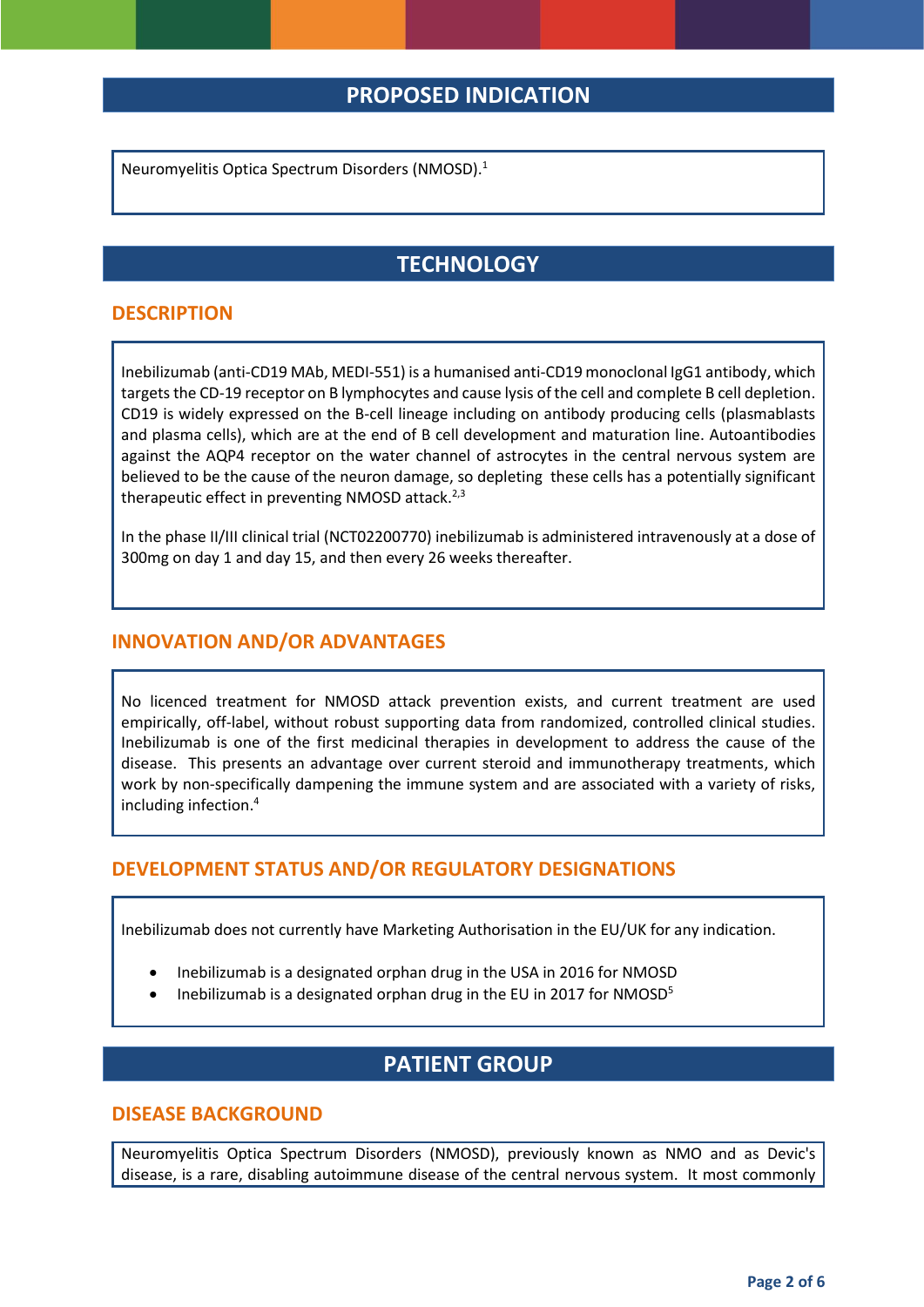## PROPOSED INDICATION

Neuromyelitis Optica Spectrum Disorders (NMOSD).[1]

## TECHNOLOGY

### DESCRIPTION

Inebilizumab (anti-CD19 MAb, MEDI-551) is a humanised anti-CD19 monoclonal IgG1 antibody, which targets the CD-19 receptor on B lymphocytes and cause lysis of the cell and complete B cell depletion. CD19 is widely expressed on the B-cell lineage including on antibody producing cells (plasmablasts and plasma cells), which are at the end of B cell development and maturation line. Autoantibodies against the AQP4 receptor on the water channel of astrocytes in the central nervous system are believed to be the cause of the neuron damage, so depleting these cells has a potentially significant therapeutic effect in preventing NMOSD attack.[2,3]

In the phase II/III clinical trial (NCT02200770) inebilizumab is administered intravenously at a dose of 300mg on day 1 and day 15, and then every 26 weeks thereafter.

### INNOVATION AND/OR ADVANTAGES

No licenced treatment for NMOSD attack prevention exists, and current treatment are used empirically, off-label, without robust supporting data from randomized, controlled clinical studies. Inebilizumab is one of the first medicinal therapies in development to address the cause of the disease. This presents an advantage over current steroid and immunotherapy treatments, which work by non-specifically dampening the immune system and are associated with a variety of risks, including infection.[4]

### DEVELOPMENT STATUS AND/OR REGULATORY DESIGNATIONS

Inebilizumab does not currently have Marketing Authorisation in the EU/UK for any indication.

- Inebilizumab is a designated orphan drug in the USA in 2016 for NMOSD
- Inebilizumab is a designated orphan drug in the EU in 2017 for NMOSD[5]

## PATIENT GROUP

### DISEASE BACKGROUND

Neuromyelitis Optica Spectrum Disorders (NMOSD), previously known as NMO and as Devic's disease, is a rare, disabling autoimmune disease of the central nervous system. It most commonly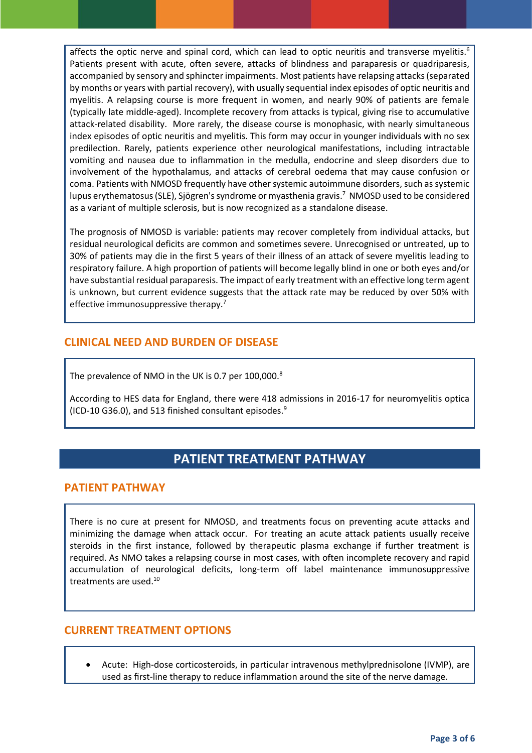affects the optic nerve and spinal cord, which can lead to optic neuritis and transverse myelitis.[6] Patients present with acute, often severe, attacks of blindness and paraparesis or quadriparesis, accompanied by sensory and sphincter impairments. Most patients have relapsing attacks (separated by months or years with partial recovery), with usually sequential index episodes of optic neuritis and myelitis. A relapsing course is more frequent in women, and nearly 90% of patients are female (typically late middle-aged). Incomplete recovery from attacks is typical, giving rise to accumulative attack-related disability. More rarely, the disease course is monophasic, with nearly simultaneous index episodes of optic neuritis and myelitis. This form may occur in younger individuals with no sex predilection. Rarely, patients experience other neurological manifestations, including intractable vomiting and nausea due to inflammation in the medulla, endocrine and sleep disorders due to involvement of the hypothalamus, and attacks of cerebral oedema that may cause confusion or coma. Patients with NMOSD frequently have other systemic autoimmune disorders, such as systemic lupus erythematosus (SLE), Sjögren's syndrome or myasthenia gravis.[7] NMOSD used to be considered as a variant of multiple sclerosis, but is now recognized as a standalone disease.

The prognosis of NMOSD is variable: patients may recover completely from individual attacks, but residual neurological deficits are common and sometimes severe. Unrecognised or untreated, up to 30% of patients may die in the first 5 years of their illness of an attack of severe myelitis leading to respiratory failure. A high proportion of patients will become legally blind in one or both eyes and/or have substantial residual paraparesis. The impact of early treatment with an effective long term agent is unknown, but current evidence suggests that the attack rate may be reduced by over 50% with effective immunosuppressive therapy.[7]

## CLINICAL NEED AND BURDEN OF DISEASE

The prevalence of NMO in the UK is 0.7 per 100,000.[8]

According to HES data for England, there were 418 admissions in 2016-17 for neuromyelitis optica (ICD-10 G36.0), and 513 finished consultant episodes.[9]

# PATIENT TREATMENT PATHWAY

## PATIENT PATHWAY

There is no cure at present for NMOSD, and treatments focus on preventing acute attacks and minimizing the damage when attack occur. For treating an acute attack patients usually receive steroids in the first instance, followed by therapeutic plasma exchange if further treatment is required. As NMO takes a relapsing course in most cases, with often incomplete recovery and rapid accumulation of neurological deficits, long-term off label maintenance immunosuppressive treatments are used.[10]

## CURRENT TREATMENT OPTIONS

- Acute: High-dose corticosteroids, in particular intravenous methylprednisolone (IVMP), are used as first-line therapy to reduce inflammation around the site of the nerve damage.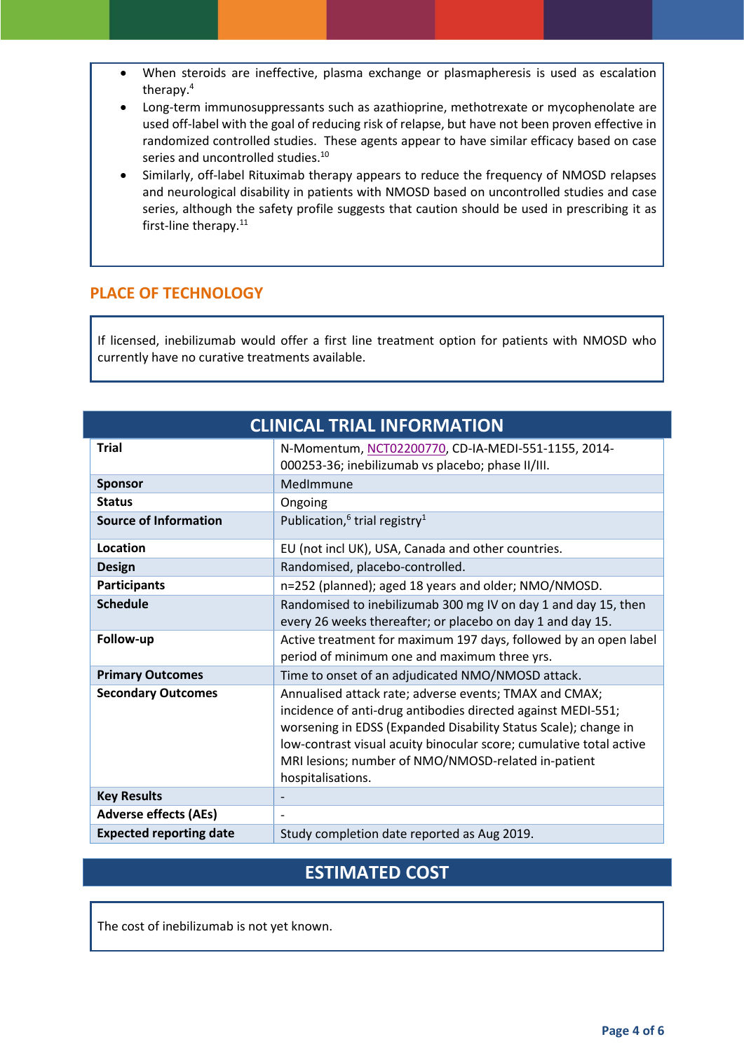- When steroids are ineffective, plasma exchange or plasmapheresis is used as escalation therapy.[4]
- Long-term immunosuppressants such as azathioprine, methotrexate or mycophenolate are used off-label with the goal of reducing risk of relapse, but have not been proven effective in randomized controlled studies. These agents appear to have similar efficacy based on case series and uncontrolled studies.[10]
- Similarly, off-label Rituximab therapy appears to reduce the frequency of NMOSD relapses and neurological disability in patients with NMOSD based on uncontrolled studies and case series, although the safety profile suggests that caution should be used in prescribing it as first-line therapy.[11]

## PLACE OF TECHNOLOGY

If licensed, inebilizumab would offer a first line treatment option for patients with NMOSD who currently have no curative treatments available.

## CLINICAL TRIAL INFORMATION

| | |
|---|---|
| **Trial** | N-Momentum, NCT02200770, CD-IA-MEDI-551-1155, 2014-000253-36; inebilizumab vs placebo; phase II/III. |
| **Sponsor** | MedImmune |
| **Status** | Ongoing |
| **Source of Information** | Publication,[6] trial registry[1] |
| **Location** | EU (not incl UK), USA, Canada and other countries. |
| **Design** | Randomised, placebo-controlled. |
| **Participants** | n=252 (planned); aged 18 years and older; NMO/NMOSD. |
| **Schedule** | Randomised to inebilizumab 300 mg IV on day 1 and day 15, then every 26 weeks thereafter; or placebo on day 1 and day 15. |
| **Follow-up** | Active treatment for maximum 197 days, followed by an open label period of minimum one and maximum three yrs. |
| **Primary Outcomes** | Time to onset of an adjudicated NMO/NMOSD attack. |
| **Secondary Outcomes** | Annualised attack rate; adverse events; TMAX and CMAX; incidence of anti-drug antibodies directed against MEDI-551; worsening in EDSS (Expanded Disability Status Scale); change in low-contrast visual acuity binocular score; cumulative total active MRI lesions; number of NMO/NMOSD-related in-patient hospitalisations. |
| **Key Results** | - |
| **Adverse effects (AEs)** | - |
| **Expected reporting date** | Study completion date reported as Aug 2019. |

## ESTIMATED COST

The cost of inebilizumab is not yet known.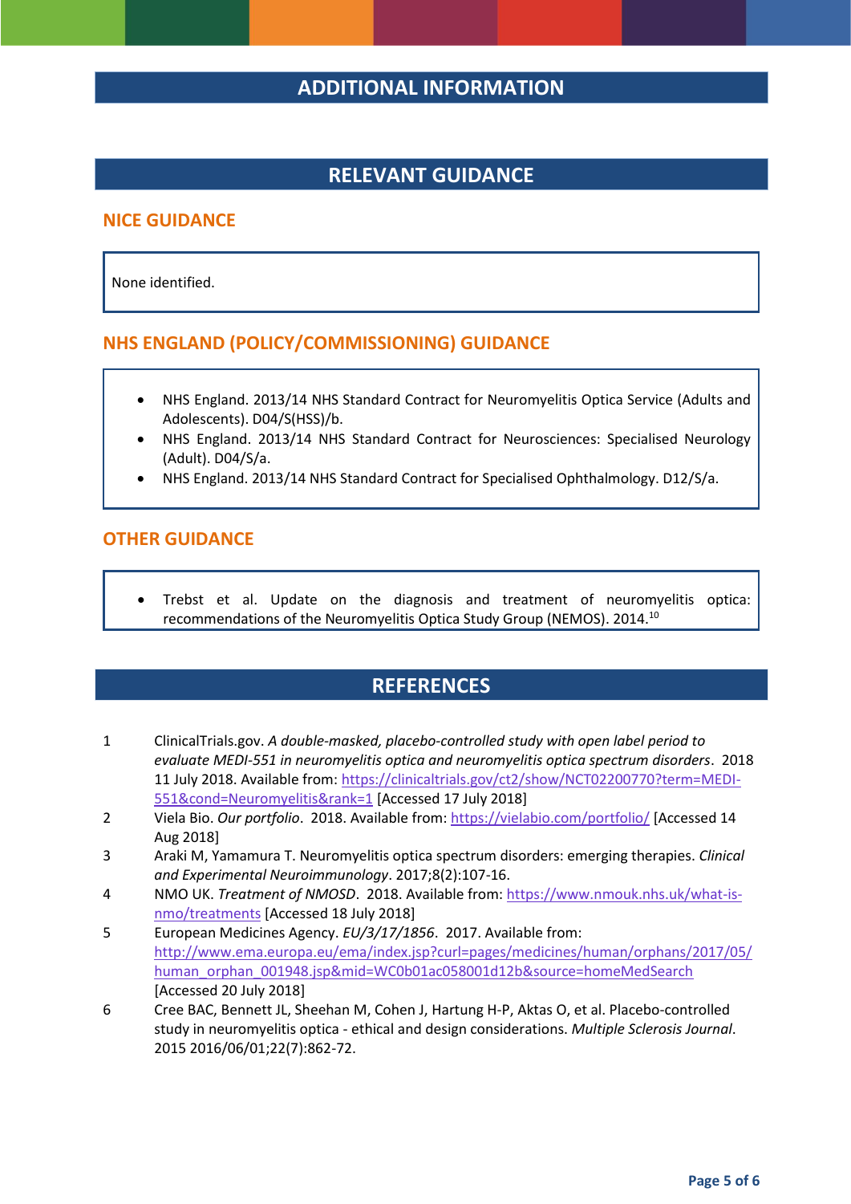# ADDITIONAL INFORMATION

## RELEVANT GUIDANCE

### NICE GUIDANCE

None identified.

### NHS ENGLAND (POLICY/COMMISSIONING) GUIDANCE

- NHS England. 2013/14 NHS Standard Contract for Neuromyelitis Optica Service (Adults and Adolescents). D04/S(HSS)/b.
- NHS England. 2013/14 NHS Standard Contract for Neurosciences: Specialised Neurology (Adult). D04/S/a.
- NHS England. 2013/14 NHS Standard Contract for Specialised Ophthalmology. D12/S/a.

### OTHER GUIDANCE

- Trebst et al. Update on the diagnosis and treatment of neuromyelitis optica: recommendations of the Neuromyelitis Optica Study Group (NEMOS). 2014.[10]

## REFERENCES

1. ClinicalTrials.gov. *A double-masked, placebo-controlled study with open label period to evaluate MEDI-551 in neuromyelitis optica and neuromyelitis optica spectrum disorders*. 2018 11 July 2018. Available from: https://clinicaltrials.gov/ct2/show/NCT02200770?term=MEDI-551&cond=Neuromyelitis&rank=1 [Accessed 17 July 2018]
2. Viela Bio. *Our portfolio*. 2018. Available from: https://vielabio.com/portfolio/ [Accessed 14 Aug 2018]
3. Araki M, Yamamura T. Neuromyelitis optica spectrum disorders: emerging therapies. *Clinical and Experimental Neuroimmunology*. 2017;8(2):107-16.
4. NMO UK. *Treatment of NMOSD*. 2018. Available from: https://www.nmouk.nhs.uk/what-is-nmo/treatments [Accessed 18 July 2018]
5. European Medicines Agency. *EU/3/17/1856*. 2017. Available from: http://www.ema.europa.eu/ema/index.jsp?curl=pages/medicines/human/orphans/2017/05/human_orphan_001948.jsp&mid=WC0b01ac058001d12b&source=homeMedSearch [Accessed 20 July 2018]
6. Cree BAC, Bennett JL, Sheehan M, Cohen J, Hartung H-P, Aktas O, et al. Placebo-controlled study in neuromyelitis optica - ethical and design considerations. *Multiple Sclerosis Journal*. 2015 2016/06/01;22(7):862-72.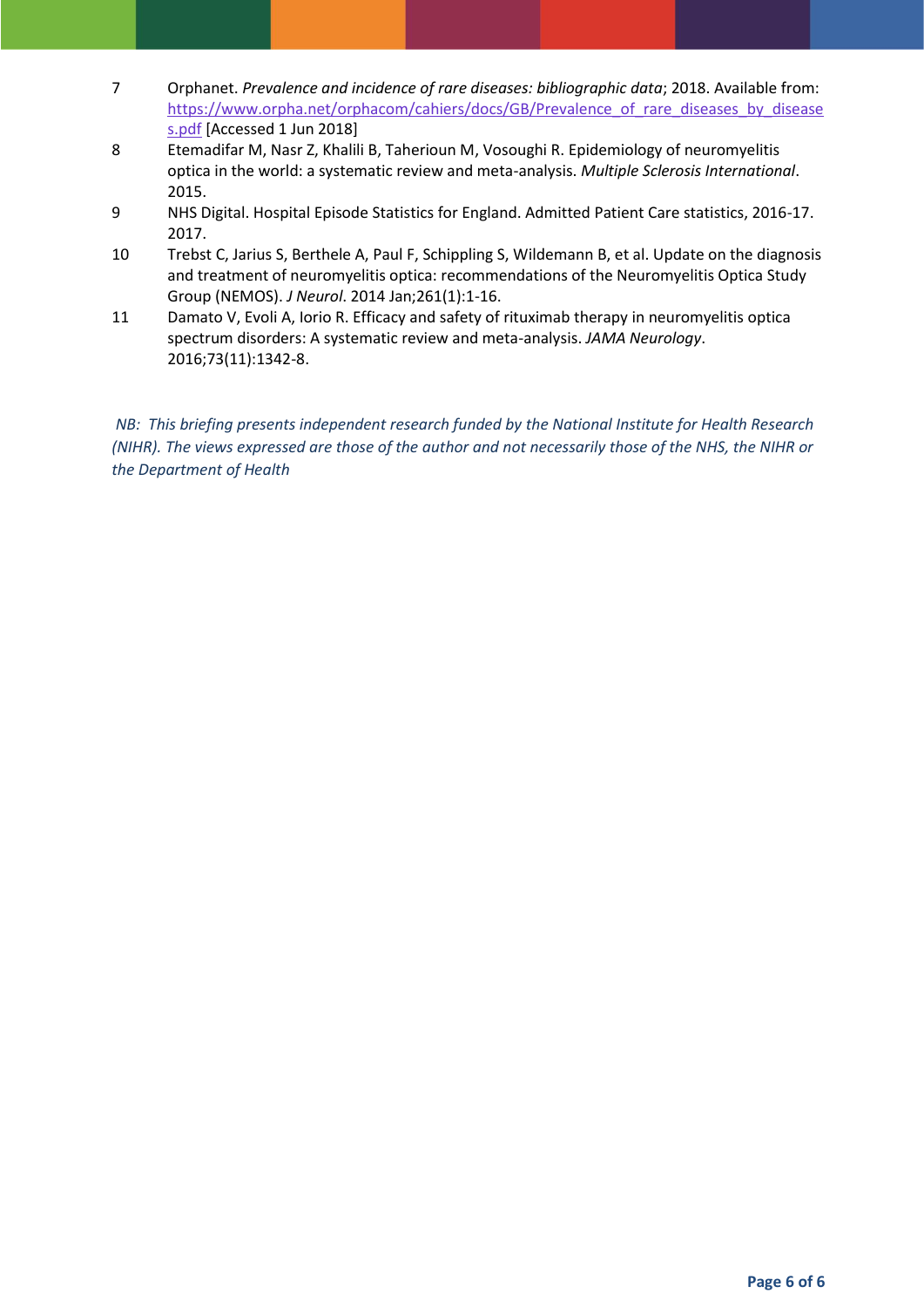7. Orphanet. *Prevalence and incidence of rare diseases: bibliographic data*; 2018. Available from: https://www.orpha.net/orphacom/cahiers/docs/GB/Prevalence_of_rare_diseases_by_diseases.pdf [Accessed 1 Jun 2018]
8. Etemadifar M, Nasr Z, Khalili B, Taherioun M, Vosoughi R. Epidemiology of neuromyelitis optica in the world: a systematic review and meta-analysis. *Multiple Sclerosis International*. 2015.
9. NHS Digital. Hospital Episode Statistics for England. Admitted Patient Care statistics, 2016-17. 2017.
10. Trebst C, Jarius S, Berthele A, Paul F, Schippling S, Wildemann B, et al. Update on the diagnosis and treatment of neuromyelitis optica: recommendations of the Neuromyelitis Optica Study Group (NEMOS). *J Neurol*. 2014 Jan;261(1):1-16.
11. Damato V, Evoli A, Iorio R. Efficacy and safety of rituximab therapy in neuromyelitis optica spectrum disorders: A systematic review and meta-analysis. *JAMA Neurology*. 2016;73(11):1342-8.

*NB: This briefing presents independent research funded by the National Institute for Health Research (NIHR). The views expressed are those of the author and not necessarily those of the NHS, the NIHR or the Department of Health*